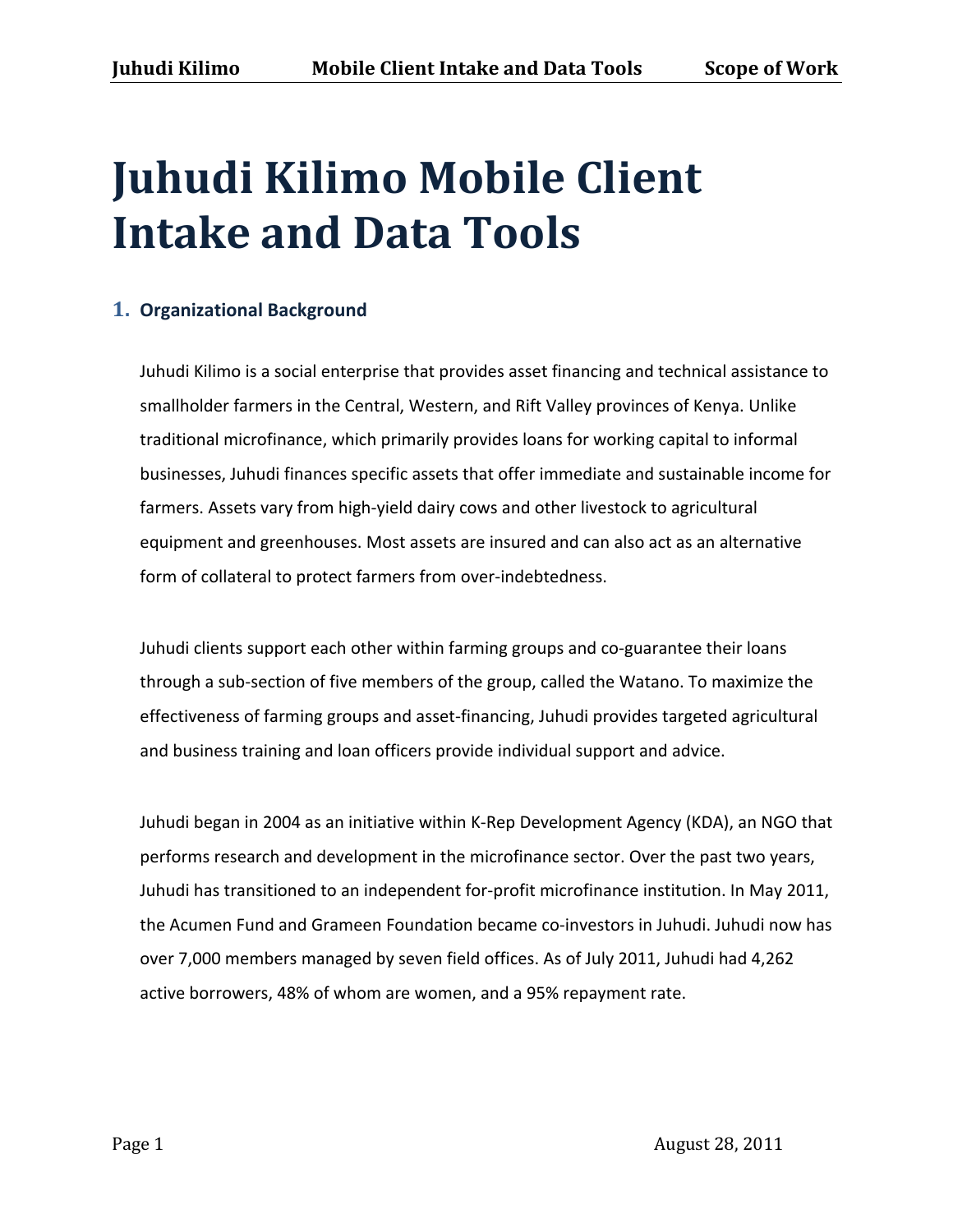# Juhudi Kilimo Mobile Client Intake and Data Tools

## 1. Organizational Background

Juhudi Kilimo is a social enterprise that provides asset financing and technical assistance to smallholder farmers in the Central, Western, and Rift Valley provinces of Kenya. Unlike traditional microfinance, which primarily provides loans for working capital to informal businesses, Juhudi finances specific assets that offer immediate and sustainable income for farmers. Assets vary from high-yield dairy cows and other livestock to agricultural equipment and greenhouses. Most assets are insured and can also act as an alternative form of collateral to protect farmers from over-indebtedness.

Juhudi clients support each other within farming groups and co-guarantee their loans through a sub-section of five members of the group, called the Watano. To maximize the effectiveness of farming groups and asset-financing, Juhudi provides targeted agricultural and business training and loan officers provide individual support and advice.

Juhudi began in 2004 as an initiative within K-Rep Development Agency (KDA), an NGO that performs research and development in the microfinance sector. Over the past two years, Juhudi has transitioned to an independent for-profit microfinance institution. In May 2011, the Acumen Fund and Grameen Foundation became co-investors in Juhudi. Juhudi now has over 7,000 members managed by seven field offices. As of July 2011, Juhudi had 4,262 active borrowers, 48% of whom are women, and a 95% repayment rate.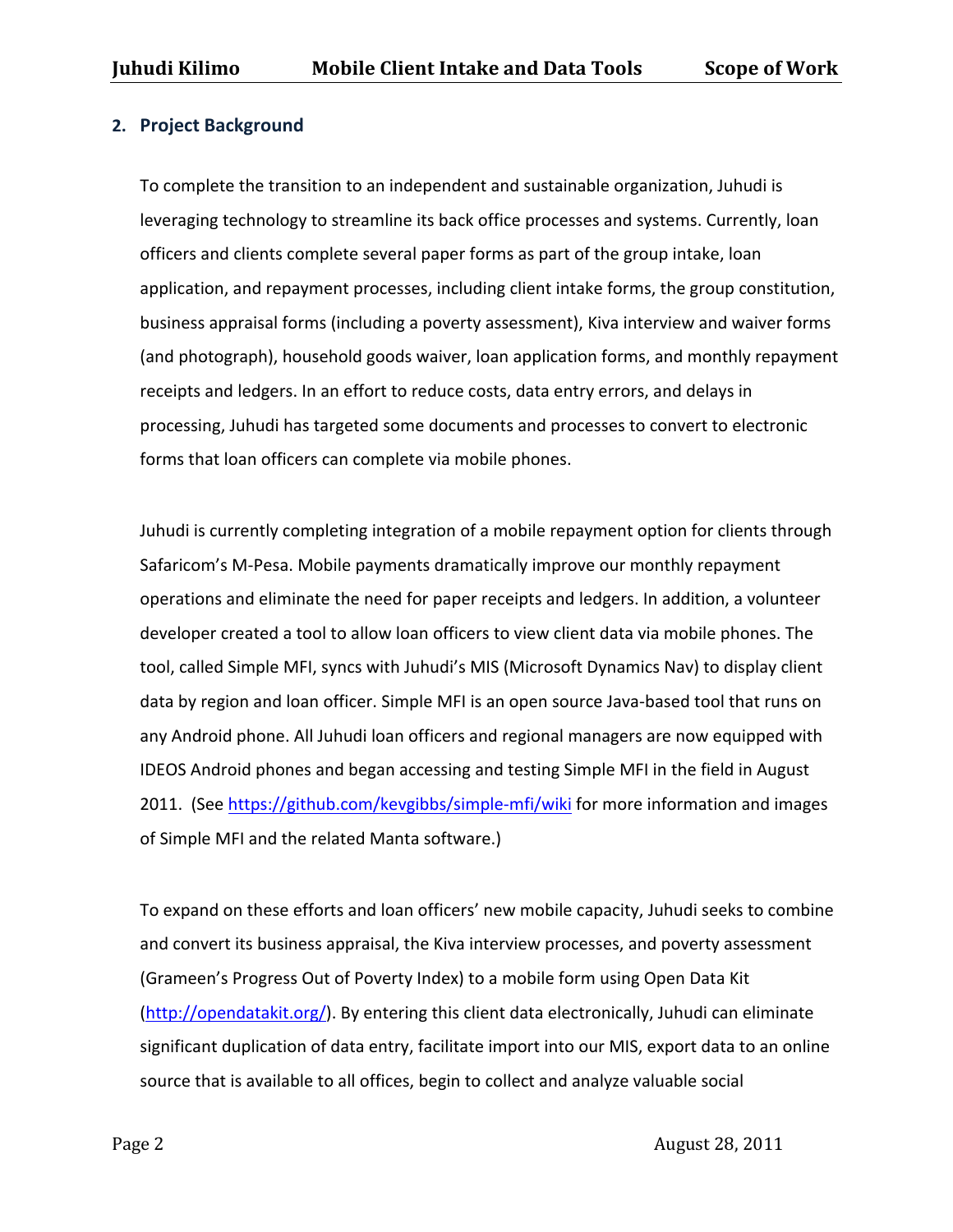## 2. Project Background

To complete the transition to an independent and sustainable organization, Juhudi is leveraging technology to streamline its back office processes and systems. Currently, loan officers and clients complete several paper forms as part of the group intake, loan application, and repayment processes, including client intake forms, the group constitution, business appraisal forms (including a poverty assessment), Kiva interview and waiver forms (and photograph), household goods waiver, loan application forms, and monthly repayment receipts and ledgers. In an effort to reduce costs, data entry errors, and delays in processing, Juhudi has targeted some documents and processes to convert to electronic forms that loan officers can complete via mobile phones.

Juhudi is currently completing integration of a mobile repayment option for clients through Safaricom's M-Pesa. Mobile payments dramatically improve our monthly repayment operations and eliminate the need for paper receipts and ledgers. In addition, a volunteer developer created a tool to allow loan officers to view client data via mobile phones. The tool, called Simple MFI, syncs with Juhudi's MIS (Microsoft Dynamics Nav) to display client data by region and loan officer. Simple MFI is an open source Java-based tool that runs on any Android phone. All Juhudi loan officers and regional managers are now equipped with IDEOS Android phones and began accessing and testing Simple MFI in the field in August 2011. (See [https://github.com/kevgibbs/simple-mfi/wiki](https://github.com/kevgibbs/simple-mfi/wiki) for more information and images of Simple MFI and the related Manta software.)

To expand on these efforts and loan officers' new mobile capacity, Juhudi seeks to combine and convert its business appraisal, the Kiva interview processes, and poverty assessment (Grameen's Progress Out of Poverty Index) to a mobile form using Open Data Kit ([http://opendatakit.org/](http://opendatakit.org/)). By entering this client data electronically, Juhudi can eliminate significant duplication of data entry, facilitate import into our MIS, export data to an online source that is available to all offices, begin to collect and analyze valuable social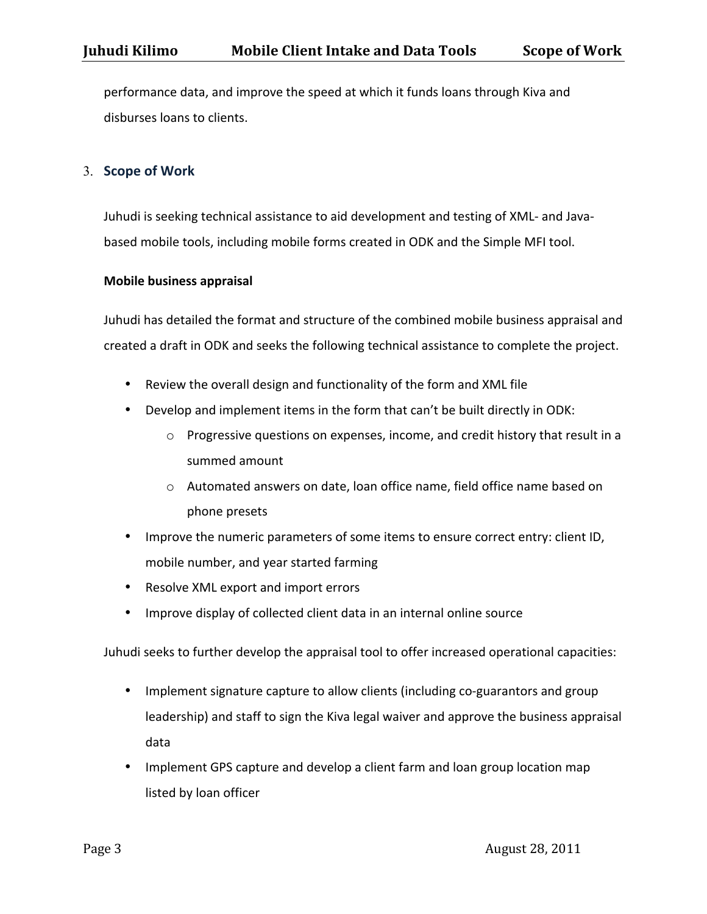performance data, and improve the speed at which it funds loans through Kiva and disburses loans to clients.

## 3. Scope of Work

Juhudi is seeking technical assistance to aid development and testing of XML- and Java-based mobile tools, including mobile forms created in ODK and the Simple MFI tool.

**Mobile business appraisal**

Juhudi has detailed the format and structure of the combined mobile business appraisal and created a draft in ODK and seeks the following technical assistance to complete the project.

- Review the overall design and functionality of the form and XML file
- Develop and implement items in the form that can't be built directly in ODK:
    - Progressive questions on expenses, income, and credit history that result in a summed amount
    - Automated answers on date, loan office name, field office name based on phone presets
- Improve the numeric parameters of some items to ensure correct entry: client ID, mobile number, and year started farming
- Resolve XML export and import errors
- Improve display of collected client data in an internal online source

Juhudi seeks to further develop the appraisal tool to offer increased operational capacities:

- Implement signature capture to allow clients (including co-guarantors and group leadership) and staff to sign the Kiva legal waiver and approve the business appraisal data
- Implement GPS capture and develop a client farm and loan group location map listed by loan officer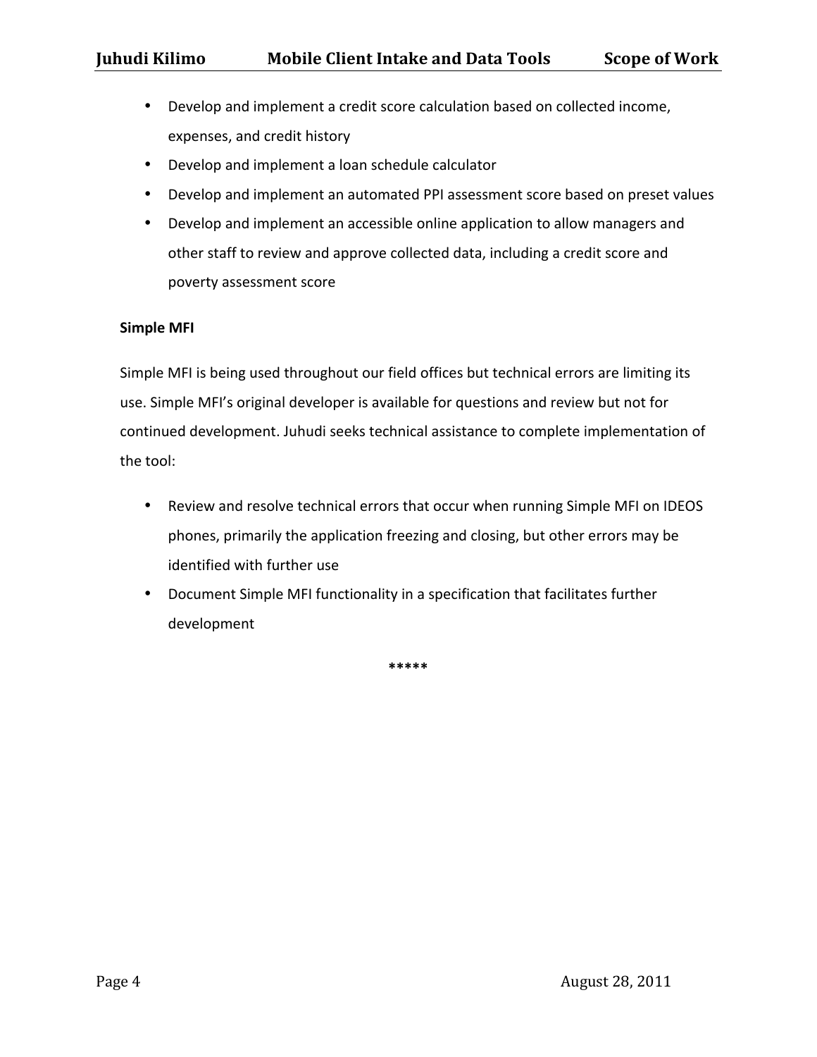- Develop and implement a credit score calculation based on collected income, expenses, and credit history
- Develop and implement a loan schedule calculator
- Develop and implement an automated PPI assessment score based on preset values
- Develop and implement an accessible online application to allow managers and other staff to review and approve collected data, including a credit score and poverty assessment score

**Simple MFI**

Simple MFI is being used throughout our field offices but technical errors are limiting its use. Simple MFI's original developer is available for questions and review but not for continued development. Juhudi seeks technical assistance to complete implementation of the tool:

- Review and resolve technical errors that occur when running Simple MFI on IDEOS phones, primarily the application freezing and closing, but other errors may be identified with further use
- Document Simple MFI functionality in a specification that facilitates further development

*****